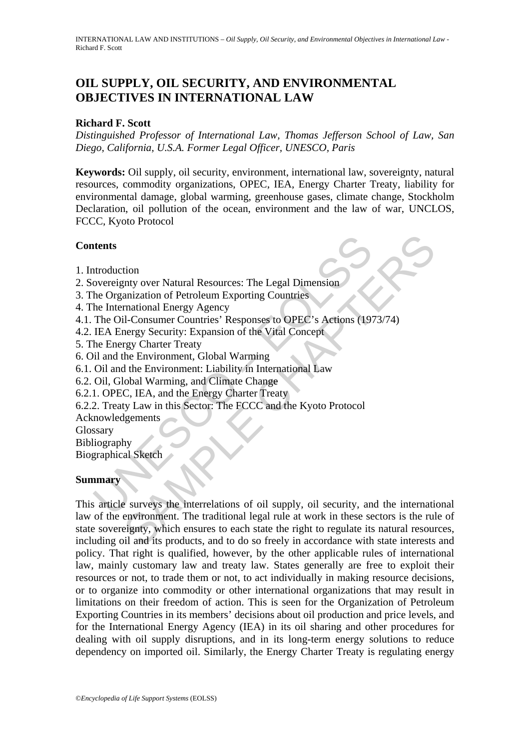# OIL SUPPLY, OIL SECURITY, AND ENVIRONMENTAL OBJECTIVES IN INTERNATIONAL LAW

**Richard F. Scott**

*Distinguished Professor of International Law, Thomas Jefferson School of Law, San Diego, California, U.S.A. Former Legal Officer, UNESCO, Paris*

**Keywords:** Oil supply, oil security, environment, international law, sovereignty, natural resources, commodity organizations, OPEC, IEA, Energy Charter Treaty, liability for environmental damage, global warming, greenhouse gases, climate change, Stockholm Declaration, oil pollution of the ocean, environment and the law of war, UNCLOS, FCCC, Kyoto Protocol

## Contents

1. Introduction
2. Sovereignty over Natural Resources: The Legal Dimension
3. The Organization of Petroleum Exporting Countries
4. The International Energy Agency
4.1. The Oil-Consumer Countries' Responses to OPEC's Actions (1973/74)
4.2. IEA Energy Security: Expansion of the Vital Concept
5. The Energy Charter Treaty
6. Oil and the Environment, Global Warming
6.1. Oil and the Environment: Liability in International Law
6.2. Oil, Global Warming, and Climate Change
6.2.1. OPEC, IEA, and the Energy Charter Treaty
6.2.2. Treaty Law in this Sector: The FCCC and the Kyoto Protocol

Acknowledgements
Glossary
Bibliography
Biographical Sketch

## Summary

This article surveys the interrelations of oil supply, oil security, and the international law of the environment. The traditional legal rule at work in these sectors is the rule of state sovereignty, which ensures to each state the right to regulate its natural resources, including oil and its products, and to do so freely in accordance with state interests and policy. That right is qualified, however, by the other applicable rules of international law, mainly customary law and treaty law. States generally are free to exploit their resources or not, to trade them or not, to act individually in making resource decisions, or to organize into commodity or other international organizations that may result in limitations on their freedom of action. This is seen for the Organization of Petroleum Exporting Countries in its members' decisions about oil production and price levels, and for the International Energy Agency (IEA) in its oil sharing and other procedures for dealing with oil supply disruptions, and in its long-term energy solutions to reduce dependency on imported oil. Similarly, the Energy Charter Treaty is regulating energy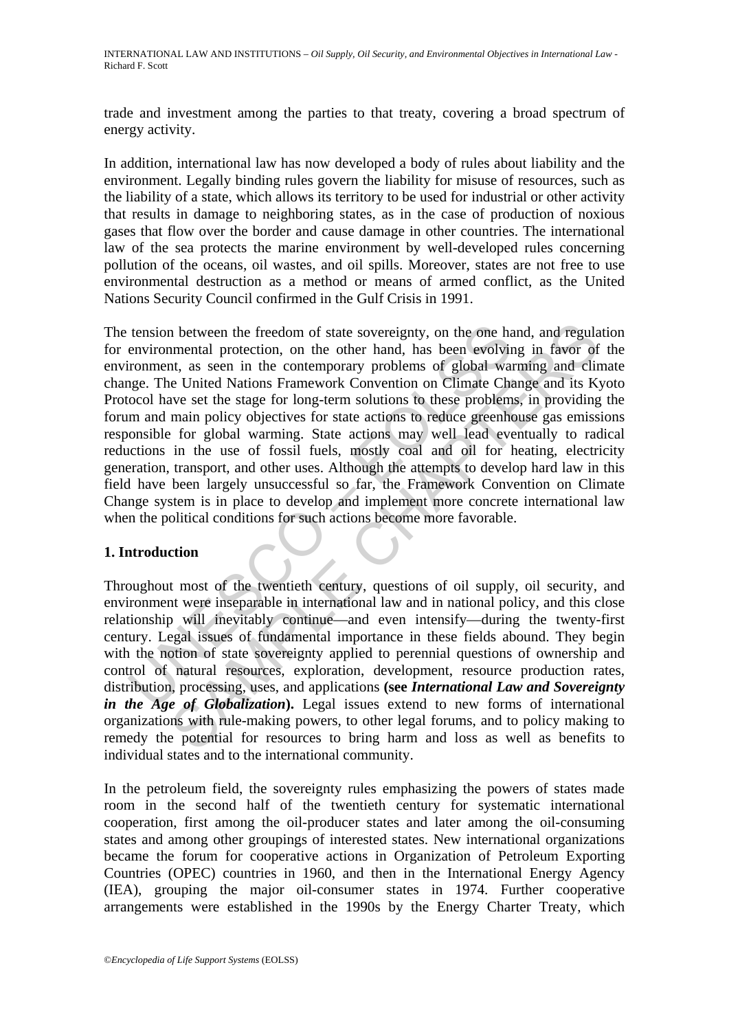trade and investment among the parties to that treaty, covering a broad spectrum of energy activity.

In addition, international law has now developed a body of rules about liability and the environment. Legally binding rules govern the liability for misuse of resources, such as the liability of a state, which allows its territory to be used for industrial or other activity that results in damage to neighboring states, as in the case of production of noxious gases that flow over the border and cause damage in other countries. The international law of the sea protects the marine environment by well-developed rules concerning pollution of the oceans, oil wastes, and oil spills. Moreover, states are not free to use environmental destruction as a method or means of armed conflict, as the United Nations Security Council confirmed in the Gulf Crisis in 1991.

The tension between the freedom of state sovereignty, on the one hand, and regulation for environmental protection, on the other hand, has been evolving in favor of the environment, as seen in the contemporary problems of global warming and climate change. The United Nations Framework Convention on Climate Change and its Kyoto Protocol have set the stage for long-term solutions to these problems, in providing the forum and main policy objectives for state actions to reduce greenhouse gas emissions responsible for global warming. State actions may well lead eventually to radical reductions in the use of fossil fuels, mostly coal and oil for heating, electricity generation, transport, and other uses. Although the attempts to develop hard law in this field have been largely unsuccessful so far, the Framework Convention on Climate Change system is in place to develop and implement more concrete international law when the political conditions for such actions become more favorable.

## 1. Introduction

Throughout most of the twentieth century, questions of oil supply, oil security, and environment were inseparable in international law and in national policy, and this close relationship will inevitably continue—and even intensify—during the twenty-first century. Legal issues of fundamental importance in these fields abound. They begin with the notion of state sovereignty applied to perennial questions of ownership and control of natural resources, exploration, development, resource production rates, distribution, processing, uses, and applications **(see *International Law and Sovereignty in the Age of Globalization*).** Legal issues extend to new forms of international organizations with rule-making powers, to other legal forums, and to policy making to remedy the potential for resources to bring harm and loss as well as benefits to individual states and to the international community.

In the petroleum field, the sovereignty rules emphasizing the powers of states made room in the second half of the twentieth century for systematic international cooperation, first among the oil-producer states and later among the oil-consuming states and among other groupings of interested states. New international organizations became the forum for cooperative actions in Organization of Petroleum Exporting Countries (OPEC) countries in 1960, and then in the International Energy Agency (IEA), grouping the major oil-consumer states in 1974. Further cooperative arrangements were established in the 1990s by the Energy Charter Treaty, which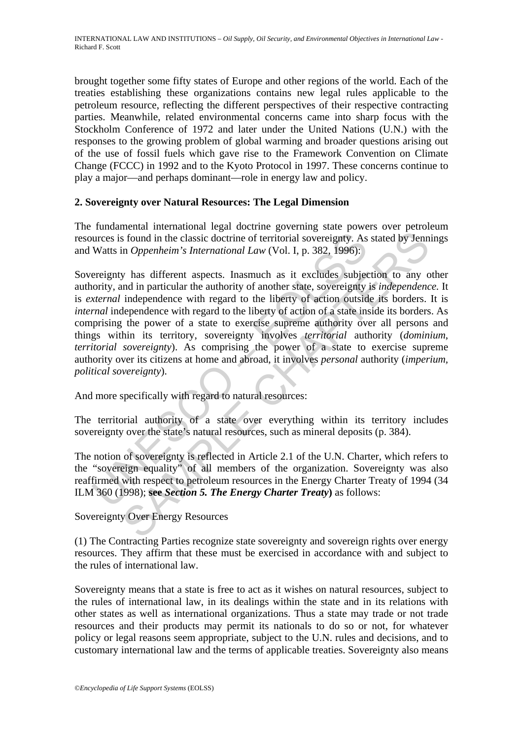brought together some fifty states of Europe and other regions of the world. Each of the treaties establishing these organizations contains new legal rules applicable to the petroleum resource, reflecting the different perspectives of their respective contracting parties. Meanwhile, related environmental concerns came into sharp focus with the Stockholm Conference of 1972 and later under the United Nations (U.N.) with the responses to the growing problem of global warming and broader questions arising out of the use of fossil fuels which gave rise to the Framework Convention on Climate Change (FCCC) in 1992 and to the Kyoto Protocol in 1997. These concerns continue to play a major—and perhaps dominant—role in energy law and policy.

## 2. Sovereignty over Natural Resources: The Legal Dimension

The fundamental international legal doctrine governing state powers over petroleum resources is found in the classic doctrine of territorial sovereignty. As stated by Jennings and Watts in *Oppenheim's International Law* (Vol. I, p. 382, 1996):

Sovereignty has different aspects. Inasmuch as it excludes subjection to any other authority, and in particular the authority of another state, sovereignty is *independence.* It is *external* independence with regard to the liberty of action outside its borders. It is *internal* independence with regard to the liberty of action of a state inside its borders. As comprising the power of a state to exercise supreme authority over all persons and things within its territory, sovereignty involves *territorial* authority (*dominium*, *territorial sovereignty*). As comprising the power of a state to exercise supreme authority over its citizens at home and abroad, it involves *personal* authority (*imperium*, *political sovereignty*).

And more specifically with regard to natural resources:

The territorial authority of a state over everything within its territory includes sovereignty over the state's natural resources, such as mineral deposits (p. 384).

The notion of sovereignty is reflected in Article 2.1 of the U.N. Charter, which refers to the "sovereign equality" of all members of the organization. Sovereignty was also reaffirmed with respect to petroleum resources in the Energy Charter Treaty of 1994 (34 ILM 360 (1998); **see *Section 5. The Energy Charter Treaty*)** as follows:

Sovereignty Over Energy Resources

(1) The Contracting Parties recognize state sovereignty and sovereign rights over energy resources. They affirm that these must be exercised in accordance with and subject to the rules of international law.

Sovereignty means that a state is free to act as it wishes on natural resources, subject to the rules of international law, in its dealings within the state and in its relations with other states as well as international organizations. Thus a state may trade or not trade resources and their products may permit its nationals to do so or not, for whatever policy or legal reasons seem appropriate, subject to the U.N. rules and decisions, and to customary international law and the terms of applicable treaties. Sovereignty also means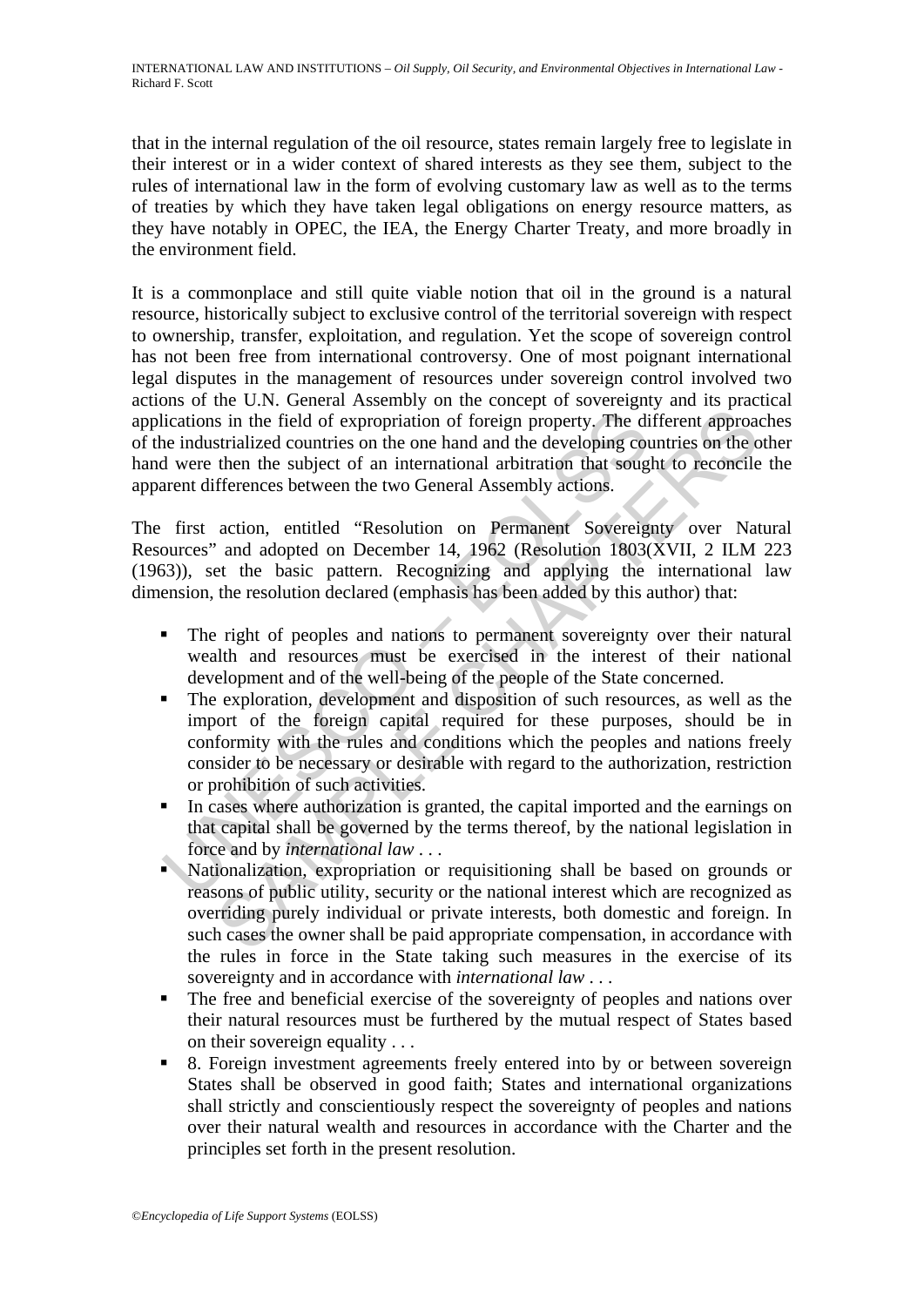that in the internal regulation of the oil resource, states remain largely free to legislate in their interest or in a wider context of shared interests as they see them, subject to the rules of international law in the form of evolving customary law as well as to the terms of treaties by which they have taken legal obligations on energy resource matters, as they have notably in OPEC, the IEA, the Energy Charter Treaty, and more broadly in the environment field.

It is a commonplace and still quite viable notion that oil in the ground is a natural resource, historically subject to exclusive control of the territorial sovereign with respect to ownership, transfer, exploitation, and regulation. Yet the scope of sovereign control has not been free from international controversy. One of most poignant international legal disputes in the management of resources under sovereign control involved two actions of the U.N. General Assembly on the concept of sovereignty and its practical applications in the field of expropriation of foreign property. The different approaches of the industrialized countries on the one hand and the developing countries on the other hand were then the subject of an international arbitration that sought to reconcile the apparent differences between the two General Assembly actions.

The first action, entitled "Resolution on Permanent Sovereignty over Natural Resources" and adopted on December 14, 1962 (Resolution 1803(XVII, 2 ILM 223 (1963)), set the basic pattern. Recognizing and applying the international law dimension, the resolution declared (emphasis has been added by this author) that:

- The right of peoples and nations to permanent sovereignty over their natural wealth and resources must be exercised in the interest of their national development and of the well-being of the people of the State concerned.
- The exploration, development and disposition of such resources, as well as the import of the foreign capital required for these purposes, should be in conformity with the rules and conditions which the peoples and nations freely consider to be necessary or desirable with regard to the authorization, restriction or prohibition of such activities.
- In cases where authorization is granted, the capital imported and the earnings on that capital shall be governed by the terms thereof, by the national legislation in force and by *international law* . . .
- Nationalization, expropriation or requisitioning shall be based on grounds or reasons of public utility, security or the national interest which are recognized as overriding purely individual or private interests, both domestic and foreign. In such cases the owner shall be paid appropriate compensation, in accordance with the rules in force in the State taking such measures in the exercise of its sovereignty and in accordance with *international law* . . .
- The free and beneficial exercise of the sovereignty of peoples and nations over their natural resources must be furthered by the mutual respect of States based on their sovereign equality . . .
- 8. Foreign investment agreements freely entered into by or between sovereign States shall be observed in good faith; States and international organizations shall strictly and conscientiously respect the sovereignty of peoples and nations over their natural wealth and resources in accordance with the Charter and the principles set forth in the present resolution.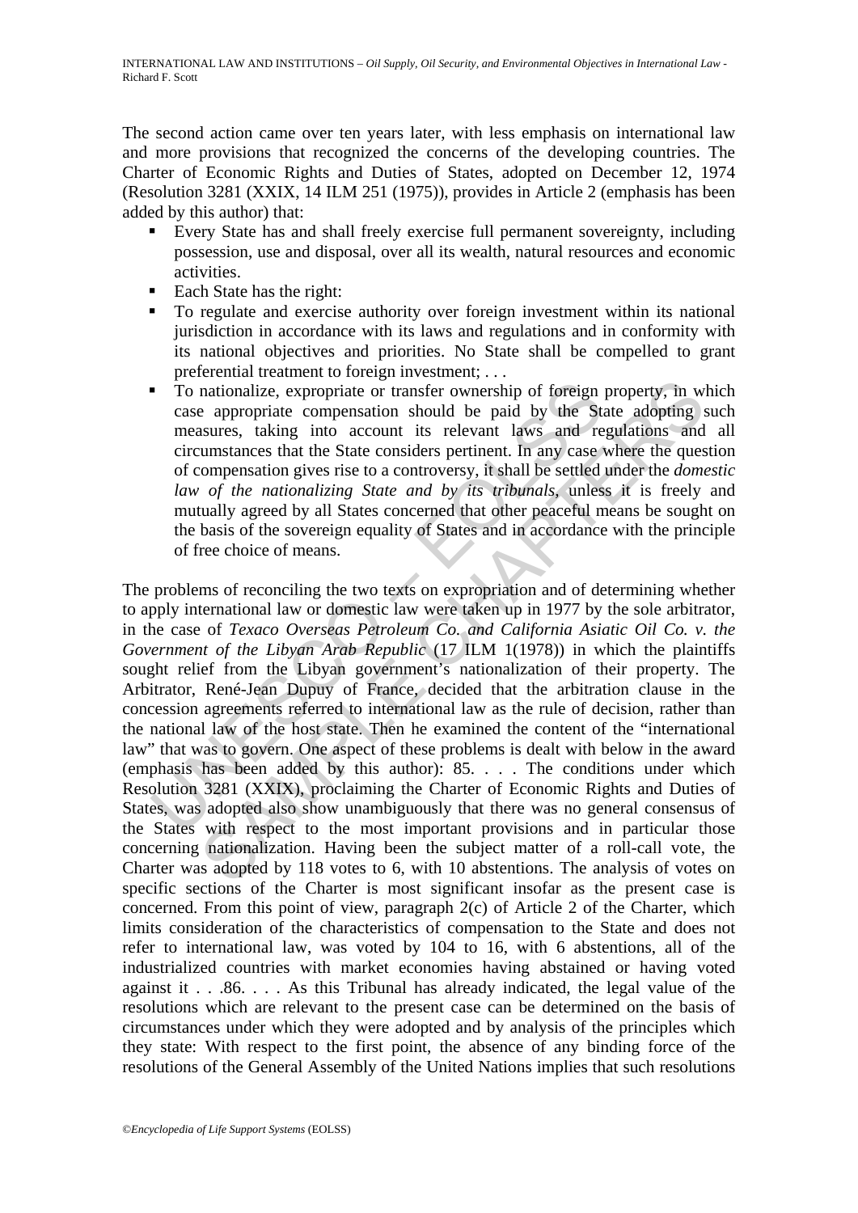The second action came over ten years later, with less emphasis on international law and more provisions that recognized the concerns of the developing countries. The Charter of Economic Rights and Duties of States, adopted on December 12, 1974 (Resolution 3281 (XXIX, 14 ILM 251 (1975)), provides in Article 2 (emphasis has been added by this author) that:

- Every State has and shall freely exercise full permanent sovereignty, including possession, use and disposal, over all its wealth, natural resources and economic activities.
- Each State has the right:
- To regulate and exercise authority over foreign investment within its national jurisdiction in accordance with its laws and regulations and in conformity with its national objectives and priorities. No State shall be compelled to grant preferential treatment to foreign investment; . . .
- To nationalize, expropriate or transfer ownership of foreign property, in which case appropriate compensation should be paid by the State adopting such measures, taking into account its relevant laws and regulations and all circumstances that the State considers pertinent. In any case where the question of compensation gives rise to a controversy, it shall be settled under the *domestic law of the nationalizing State and by its tribunals*, unless it is freely and mutually agreed by all States concerned that other peaceful means be sought on the basis of the sovereign equality of States and in accordance with the principle of free choice of means.

The problems of reconciling the two texts on expropriation and of determining whether to apply international law or domestic law were taken up in 1977 by the sole arbitrator, in the case of *Texaco Overseas Petroleum Co. and California Asiatic Oil Co. v. the Government of the Libyan Arab Republic* (17 ILM 1(1978)) in which the plaintiffs sought relief from the Libyan government's nationalization of their property. The Arbitrator, René-Jean Dupuy of France, decided that the arbitration clause in the concession agreements referred to international law as the rule of decision, rather than the national law of the host state. Then he examined the content of the "international law" that was to govern. One aspect of these problems is dealt with below in the award (emphasis has been added by this author): 85. . . . The conditions under which Resolution 3281 (XXIX), proclaiming the Charter of Economic Rights and Duties of States, was adopted also show unambiguously that there was no general consensus of the States with respect to the most important provisions and in particular those concerning nationalization. Having been the subject matter of a roll-call vote, the Charter was adopted by 118 votes to 6, with 10 abstentions. The analysis of votes on specific sections of the Charter is most significant insofar as the present case is concerned. From this point of view, paragraph 2(c) of Article 2 of the Charter, which limits consideration of the characteristics of compensation to the State and does not refer to international law, was voted by 104 to 16, with 6 abstentions, all of the industrialized countries with market economies having abstained or having voted against it . . .86. . . . As this Tribunal has already indicated, the legal value of the resolutions which are relevant to the present case can be determined on the basis of circumstances under which they were adopted and by analysis of the principles which they state: With respect to the first point, the absence of any binding force of the resolutions of the General Assembly of the United Nations implies that such resolutions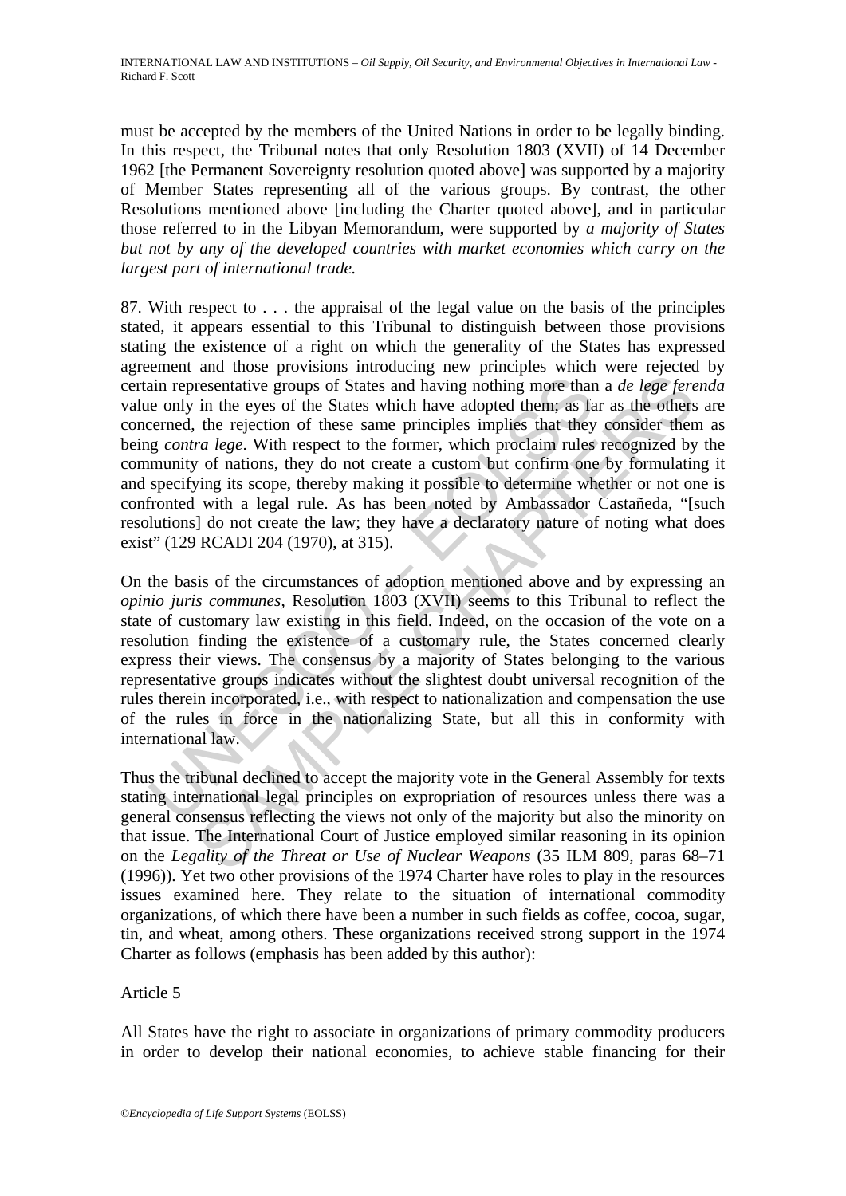must be accepted by the members of the United Nations in order to be legally binding. In this respect, the Tribunal notes that only Resolution 1803 (XVII) of 14 December 1962 [the Permanent Sovereignty resolution quoted above] was supported by a majority of Member States representing all of the various groups. By contrast, the other Resolutions mentioned above [including the Charter quoted above], and in particular those referred to in the Libyan Memorandum, were supported by *a majority of States but not by any of the developed countries with market economies which carry on the largest part of international trade.*

87. With respect to . . . the appraisal of the legal value on the basis of the principles stated, it appears essential to this Tribunal to distinguish between those provisions stating the existence of a right on which the generality of the States has expressed agreement and those provisions introducing new principles which were rejected by certain representative groups of States and having nothing more than a *de lege ferenda* value only in the eyes of the States which have adopted them; as far as the others are concerned, the rejection of these same principles implies that they consider them as being *contra lege*. With respect to the former, which proclaim rules recognized by the community of nations, they do not create a custom but confirm one by formulating it and specifying its scope, thereby making it possible to determine whether or not one is confronted with a legal rule. As has been noted by Ambassador Castañeda, "[such resolutions] do not create the law; they have a declaratory nature of noting what does exist" (129 RCADI 204 (1970), at 315).

On the basis of the circumstances of adoption mentioned above and by expressing an *opinio juris communes*, Resolution 1803 (XVII) seems to this Tribunal to reflect the state of customary law existing in this field. Indeed, on the occasion of the vote on a resolution finding the existence of a customary rule, the States concerned clearly express their views. The consensus by a majority of States belonging to the various representative groups indicates without the slightest doubt universal recognition of the rules therein incorporated, i.e., with respect to nationalization and compensation the use of the rules in force in the nationalizing State, but all this in conformity with international law.

Thus the tribunal declined to accept the majority vote in the General Assembly for texts stating international legal principles on expropriation of resources unless there was a general consensus reflecting the views not only of the majority but also the minority on that issue. The International Court of Justice employed similar reasoning in its opinion on the *Legality of the Threat or Use of Nuclear Weapons* (35 ILM 809, paras 68–71 (1996)). Yet two other provisions of the 1974 Charter have roles to play in the resources issues examined here. They relate to the situation of international commodity organizations, of which there have been a number in such fields as coffee, cocoa, sugar, tin, and wheat, among others. These organizations received strong support in the 1974 Charter as follows (emphasis has been added by this author):

Article 5

All States have the right to associate in organizations of primary commodity producers in order to develop their national economies, to achieve stable financing for their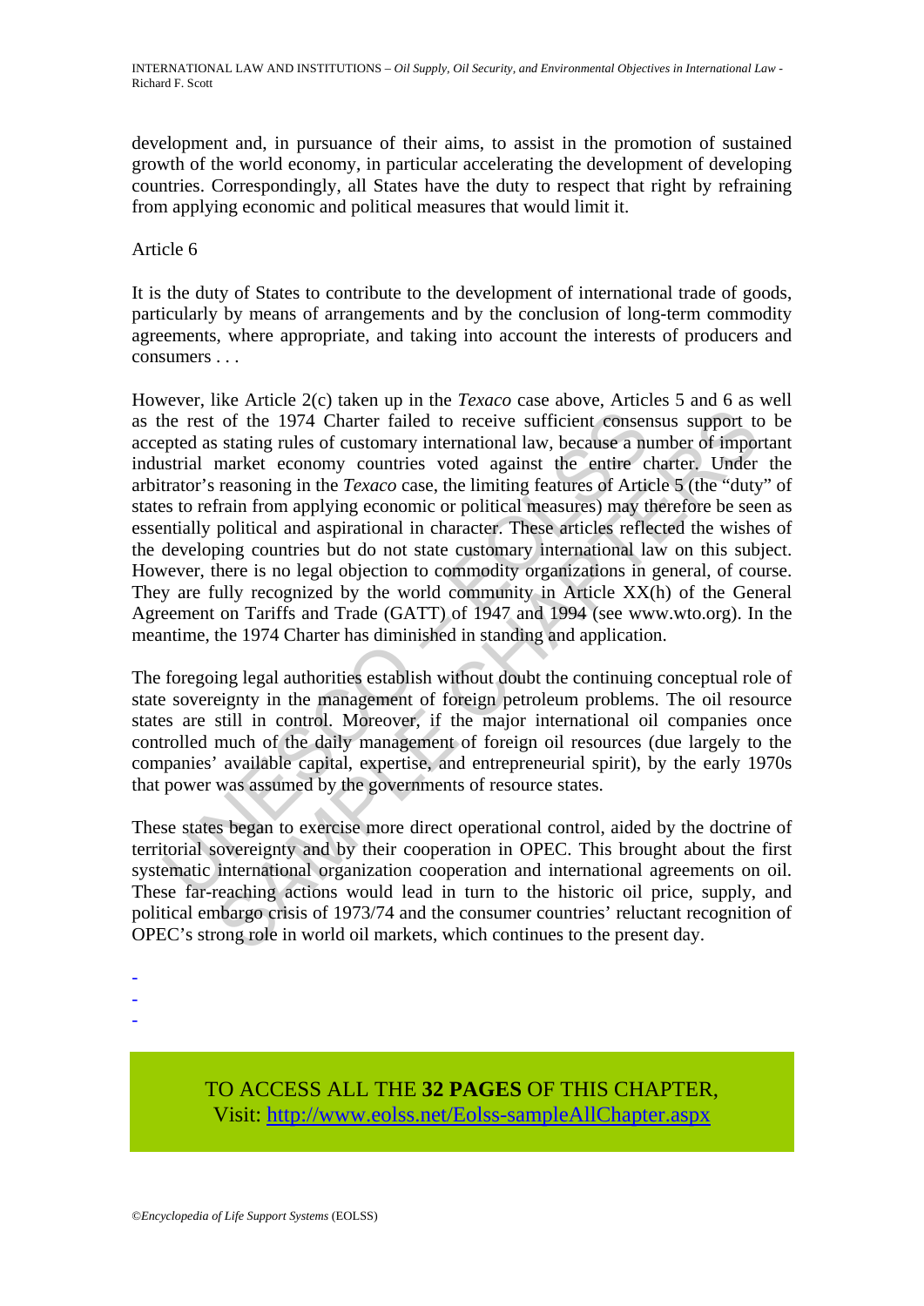development and, in pursuance of their aims, to assist in the promotion of sustained growth of the world economy, in particular accelerating the development of developing countries. Correspondingly, all States have the duty to respect that right by refraining from applying economic and political measures that would limit it.

Article 6

It is the duty of States to contribute to the development of international trade of goods, particularly by means of arrangements and by the conclusion of long-term commodity agreements, where appropriate, and taking into account the interests of producers and consumers . . .

However, like Article 2(c) taken up in the *Texaco* case above, Articles 5 and 6 as well as the rest of the 1974 Charter failed to receive sufficient consensus support to be accepted as stating rules of customary international law, because a number of important industrial market economy countries voted against the entire charter. Under the arbitrator's reasoning in the *Texaco* case, the limiting features of Article 5 (the "duty" of states to refrain from applying economic or political measures) may therefore be seen as essentially political and aspirational in character. These articles reflected the wishes of the developing countries but do not state customary international law on this subject. However, there is no legal objection to commodity organizations in general, of course. They are fully recognized by the world community in Article XX(h) of the General Agreement on Tariffs and Trade (GATT) of 1947 and 1994 (see www.wto.org). In the meantime, the 1974 Charter has diminished in standing and application.

The foregoing legal authorities establish without doubt the continuing conceptual role of state sovereignty in the management of foreign petroleum problems. The oil resource states are still in control. Moreover, if the major international oil companies once controlled much of the daily management of foreign oil resources (due largely to the companies' available capital, expertise, and entrepreneurial spirit), by the early 1970s that power was assumed by the governments of resource states.

These states began to exercise more direct operational control, aided by the doctrine of territorial sovereignty and by their cooperation in OPEC. This brought about the first systematic international organization cooperation and international agreements on oil. These far-reaching actions would lead in turn to the historic oil price, supply, and political embargo crisis of 1973/74 and the consumer countries' reluctant recognition of OPEC's strong role in world oil markets, which continues to the present day.

-
-
-

TO ACCESS ALL THE **32 PAGES** OF THIS CHAPTER,
Visit: http://www.eolss.net/Eolss-sampleAllChapter.aspx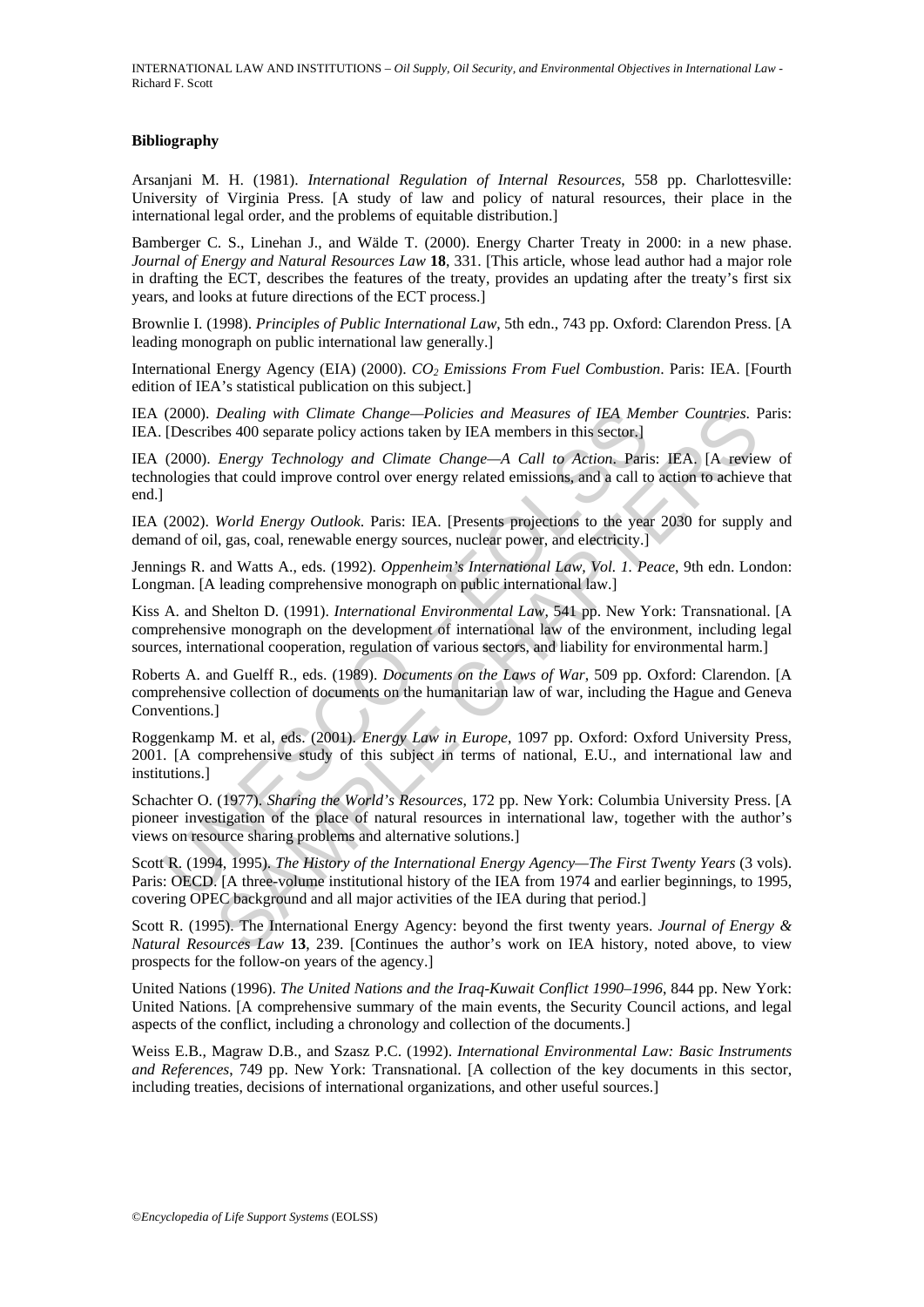### Bibliography

Arsanjani M. H. (1981). *International Regulation of Internal Resources*, 558 pp. Charlottesville: University of Virginia Press. [A study of law and policy of natural resources, their place in the international legal order, and the problems of equitable distribution.]

Bamberger C. S., Linehan J., and Wälde T. (2000). Energy Charter Treaty in 2000: in a new phase. *Journal of Energy and Natural Resources Law* **18**, 331. [This article, whose lead author had a major role in drafting the ECT, describes the features of the treaty, provides an updating after the treaty's first six years, and looks at future directions of the ECT process.]

Brownlie I. (1998). *Principles of Public International Law*, 5th edn., 743 pp. Oxford: Clarendon Press. [A leading monograph on public international law generally.]

International Energy Agency (EIA) (2000). *$CO_2$ Emissions From Fuel Combustion*. Paris: IEA. [Fourth edition of IEA's statistical publication on this subject.]

IEA (2000). *Dealing with Climate Change—Policies and Measures of IEA Member Countries*. Paris: IEA. [Describes 400 separate policy actions taken by IEA members in this sector.]

IEA (2000). *Energy Technology and Climate Change—A Call to Action*. Paris: IEA. [A review of technologies that could improve control over energy related emissions, and a call to action to achieve that end.]

IEA (2002). *World Energy Outlook*. Paris: IEA. [Presents projections to the year 2030 for supply and demand of oil, gas, coal, renewable energy sources, nuclear power, and electricity.]

Jennings R. and Watts A., eds. (1992). *Oppenheim's International Law, Vol. 1. Peace*, 9th edn. London: Longman. [A leading comprehensive monograph on public international law.]

Kiss A. and Shelton D. (1991). *International Environmental Law*, 541 pp. New York: Transnational. [A comprehensive monograph on the development of international law of the environment, including legal sources, international cooperation, regulation of various sectors, and liability for environmental harm.]

Roberts A. and Guelff R., eds. (1989). *Documents on the Laws of War*, 509 pp. Oxford: Clarendon. [A comprehensive collection of documents on the humanitarian law of war, including the Hague and Geneva Conventions.]

Roggenkamp M. et al, eds. (2001). *Energy Law in Europe*, 1097 pp. Oxford: Oxford University Press, 2001. [A comprehensive study of this subject in terms of national, E.U., and international law and institutions.]

Schachter O. (1977). *Sharing the World's Resources*, 172 pp. New York: Columbia University Press. [A pioneer investigation of the place of natural resources in international law, together with the author's views on resource sharing problems and alternative solutions.]

Scott R. (1994, 1995). *The History of the International Energy Agency—The First Twenty Years* (3 vols). Paris: OECD. [A three-volume institutional history of the IEA from 1974 and earlier beginnings, to 1995, covering OPEC background and all major activities of the IEA during that period.]

Scott R. (1995). The International Energy Agency: beyond the first twenty years. *Journal of Energy & Natural Resources Law* **13**, 239. [Continues the author's work on IEA history, noted above, to view prospects for the follow-on years of the agency.]

United Nations (1996). *The United Nations and the Iraq-Kuwait Conflict 1990–1996*, 844 pp. New York: United Nations. [A comprehensive summary of the main events, the Security Council actions, and legal aspects of the conflict, including a chronology and collection of the documents.]

Weiss E.B., Magraw D.B., and Szasz P.C. (1992). *International Environmental Law: Basic Instruments and References*, 749 pp. New York: Transnational. [A collection of the key documents in this sector, including treaties, decisions of international organizations, and other useful sources.]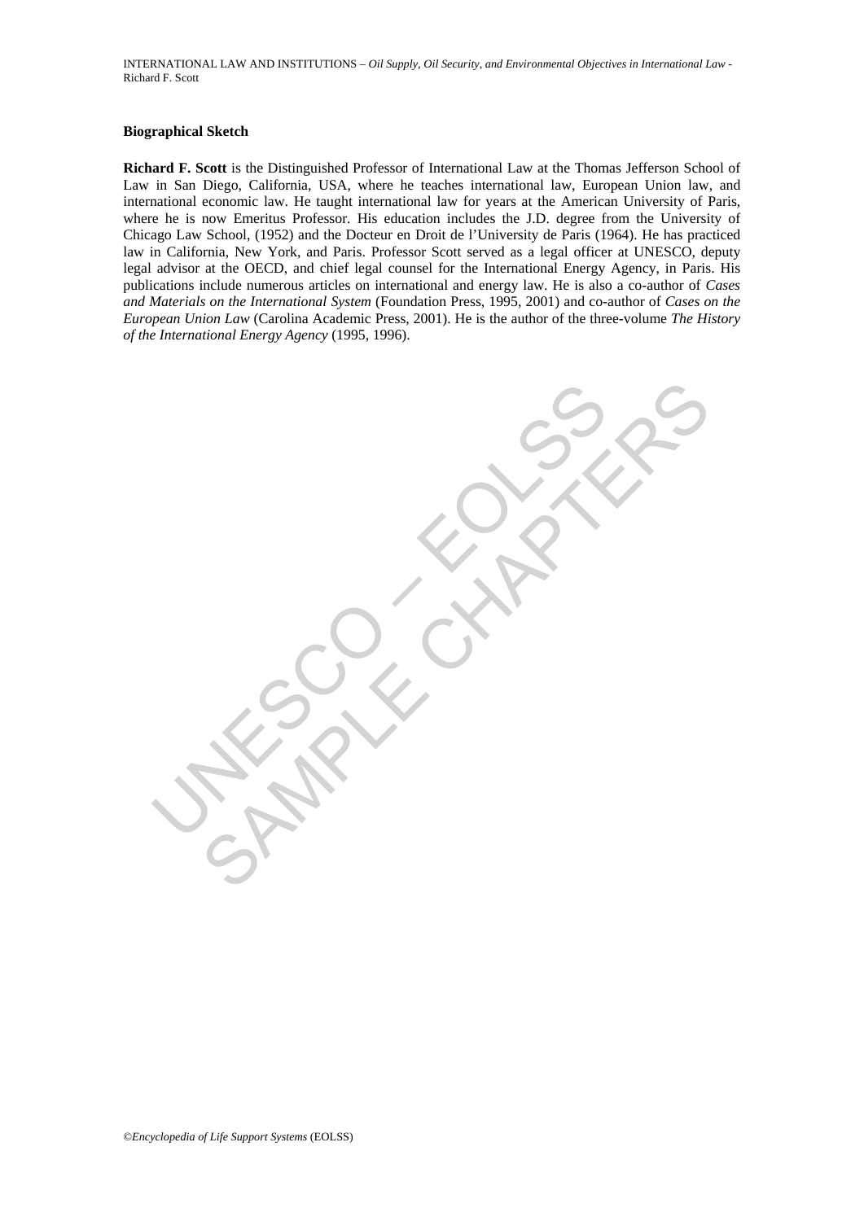### Biographical Sketch

**Richard F. Scott** is the Distinguished Professor of International Law at the Thomas Jefferson School of Law in San Diego, California, USA, where he teaches international law, European Union law, and international economic law. He taught international law for years at the American University of Paris, where he is now Emeritus Professor. His education includes the J.D. degree from the University of Chicago Law School, (1952) and the Docteur en Droit de l'University de Paris (1964). He has practiced law in California, New York, and Paris. Professor Scott served as a legal officer at UNESCO, deputy legal advisor at the OECD, and chief legal counsel for the International Energy Agency, in Paris. His publications include numerous articles on international and energy law. He is also a co-author of *Cases and Materials on the International System* (Foundation Press, 1995, 2001) and co-author of *Cases on the European Union Law* (Carolina Academic Press, 2001). He is the author of the three-volume *The History of the International Energy Agency* (1995, 1996).